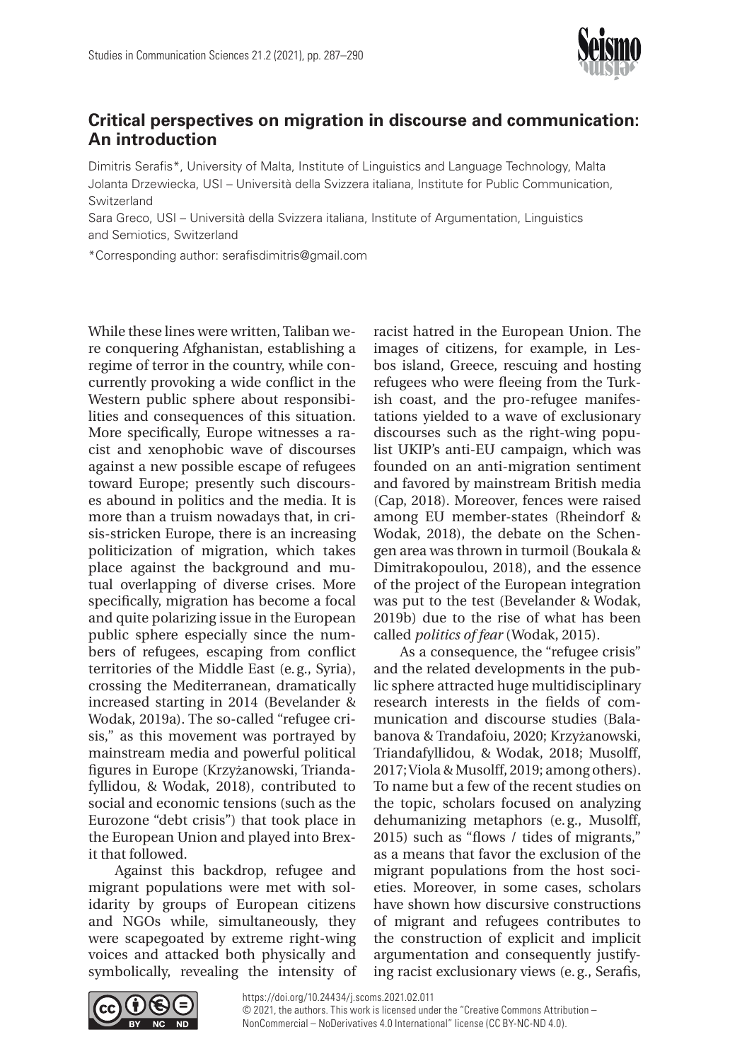# Critical perspectives on migration in discourse and communication: An introduction

Dimitris Serafis*, University of Malta, Institute of Linguistics and Language Technology, Malta
Jolanta Drzewiecka, USI – Università della Svizzera italiana, Institute for Public Communication, Switzerland
Sara Greco, USI – Università della Svizzera italiana, Institute of Argumentation, Linguistics and Semiotics, Switzerland

*Corresponding author: serafisdimitris@gmail.com

While these lines were written, Taliban were conquering Afghanistan, establishing a regime of terror in the country, while concurrently provoking a wide conflict in the Western public sphere about responsibilities and consequences of this situation. More specifically, Europe witnesses a racist and xenophobic wave of discourses against a new possible escape of refugees toward Europe; presently such discourses abound in politics and the media. It is more than a truism nowadays that, in crisis-stricken Europe, there is an increasing politicization of migration, which takes place against the background and mutual overlapping of diverse crises. More specifically, migration has become a focal and quite polarizing issue in the European public sphere especially since the numbers of refugees, escaping from conflict territories of the Middle East (e. g., Syria), crossing the Mediterranean, dramatically increased starting in 2014 (Bevelander & Wodak, 2019a). The so-called "refugee crisis," as this movement was portrayed by mainstream media and powerful political figures in Europe (Krzyżanowski, Triandafyllidou, & Wodak, 2018), contributed to social and economic tensions (such as the Eurozone "debt crisis") that took place in the European Union and played into Brexit that followed.

Against this backdrop, refugee and migrant populations were met with solidarity by groups of European citizens and NGOs while, simultaneously, they were scapegoated by extreme right-wing voices and attacked both physically and symbolically, revealing the intensity of racist hatred in the European Union. The images of citizens, for example, in Lesbos island, Greece, rescuing and hosting refugees who were fleeing from the Turkish coast, and the pro-refugee manifestations yielded to a wave of exclusionary discourses such as the right-wing populist UKIP's anti-EU campaign, which was founded on an anti-migration sentiment and favored by mainstream British media (Cap, 2018). Moreover, fences were raised among EU member-states (Rheindorf & Wodak, 2018), the debate on the Schengen area was thrown in turmoil (Boukala & Dimitrakopoulou, 2018), and the essence of the project of the European integration was put to the test (Bevelander & Wodak, 2019b) due to the rise of what has been called *politics of fear* (Wodak, 2015).

As a consequence, the "refugee crisis" and the related developments in the public sphere attracted huge multidisciplinary research interests in the fields of communication and discourse studies (Balabanova & Trandafoiu, 2020; Krzyżanowski, Triandafyllidou, & Wodak, 2018; Musolff, 2017; Viola & Musolff, 2019; among others). To name but a few of the recent studies on the topic, scholars focused on analyzing dehumanizing metaphors (e. g., Musolff, 2015) such as "flows / tides of migrants," as a means that favor the exclusion of the migrant populations from the host societies. Moreover, in some cases, scholars have shown how discursive constructions of migrant and refugees contributes to the construction of explicit and implicit argumentation and consequently justifying racist exclusionary views (e. g., Serafis,

https://doi.org/10.24434/j.scoms.2021.02.011
© 2021, the authors. This work is licensed under the "Creative Commons Attribution – NonCommercial – NoDerivatives 4.0 International" license (CC BY-NC-ND 4.0).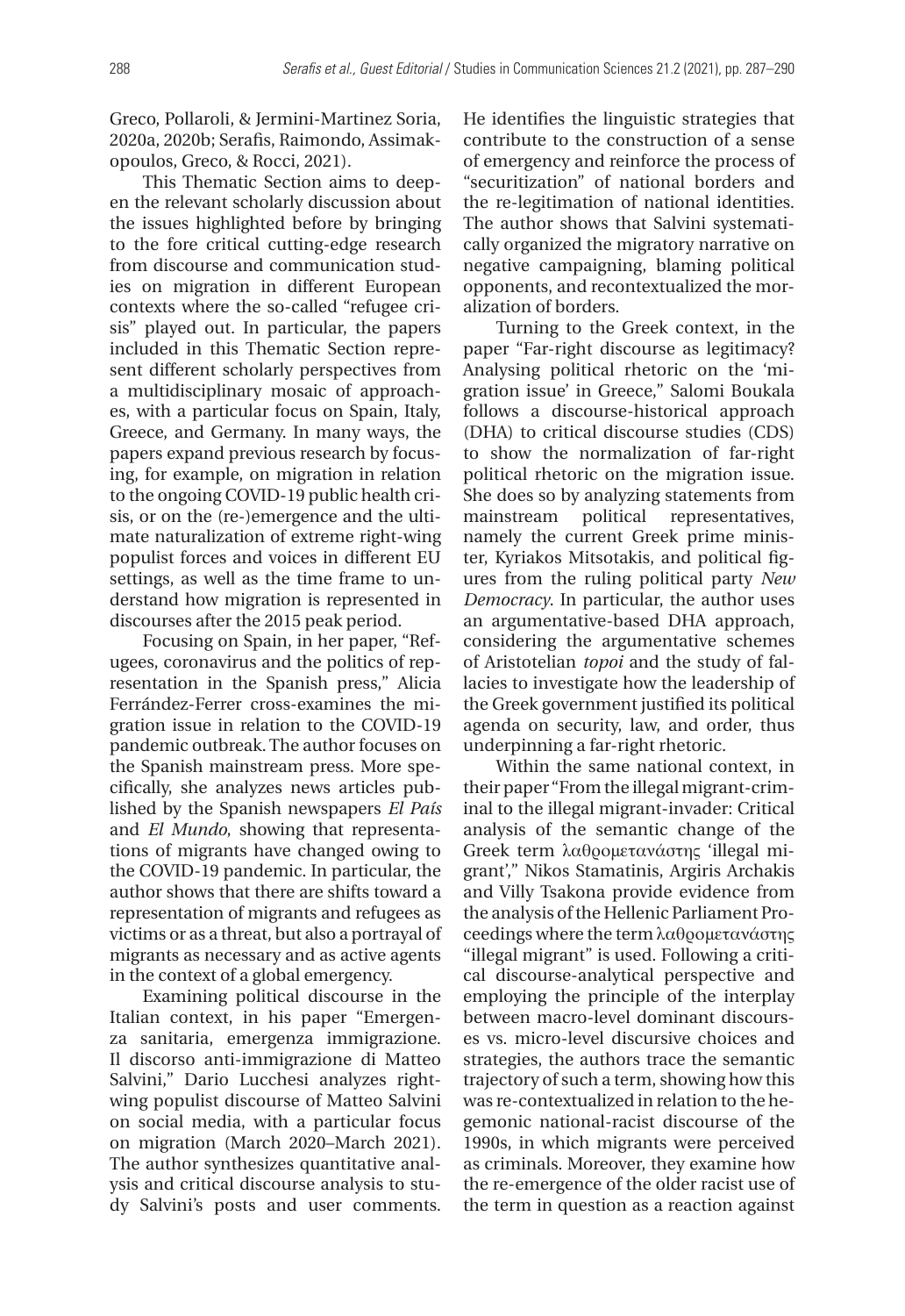Greco, Pollaroli, & Jermini-Martinez Soria, 2020a, 2020b; Serafis, Raimondo, Assimakopoulos, Greco, & Rocci, 2021).

This Thematic Section aims to deepen the relevant scholarly discussion about the issues highlighted before by bringing to the fore critical cutting-edge research from discourse and communication studies on migration in different European contexts where the so-called "refugee crisis" played out. In particular, the papers included in this Thematic Section represent different scholarly perspectives from a multidisciplinary mosaic of approaches, with a particular focus on Spain, Italy, Greece, and Germany. In many ways, the papers expand previous research by focusing, for example, on migration in relation to the ongoing COVID-19 public health crisis, or on the (re-)emergence and the ultimate naturalization of extreme right-wing populist forces and voices in different EU settings, as well as the time frame to understand how migration is represented in discourses after the 2015 peak period.

Focusing on Spain, in her paper, "Refugees, coronavirus and the politics of representation in the Spanish press," Alicia Ferrández-Ferrer cross-examines the migration issue in relation to the COVID-19 pandemic outbreak. The author focuses on the Spanish mainstream press. More specifically, she analyzes news articles published by the Spanish newspapers *El País* and *El Mundo*, showing that representations of migrants have changed owing to the COVID-19 pandemic. In particular, the author shows that there are shifts toward a representation of migrants and refugees as victims or as a threat, but also a portrayal of migrants as necessary and as active agents in the context of a global emergency.

Examining political discourse in the Italian context, in his paper "Emergenza sanitaria, emergenza immigrazione. Il discorso anti-immigrazione di Matteo Salvini," Dario Lucchesi analyzes right-wing populist discourse of Matteo Salvini on social media, with a particular focus on migration (March 2020–March 2021). The author synthesizes quantitative analysis and critical discourse analysis to study Salvini's posts and user comments. He identifies the linguistic strategies that contribute to the construction of a sense of emergency and reinforce the process of "securitization" of national borders and the re-legitimation of national identities. The author shows that Salvini systematically organized the migratory narrative on negative campaigning, blaming political opponents, and recontextualized the moralization of borders.

Turning to the Greek context, in the paper "Far-right discourse as legitimacy? Analysing political rhetoric on the 'migration issue' in Greece," Salomi Boukala follows a discourse-historical approach (DHA) to critical discourse studies (CDS) to show the normalization of far-right political rhetoric on the migration issue. She does so by analyzing statements from mainstream political representatives, namely the current Greek prime minister, Kyriakos Mitsotakis, and political figures from the ruling political party *New Democracy*. In particular, the author uses an argumentative-based DHA approach, considering the argumentative schemes of Aristotelian *topoi* and the study of fallacies to investigate how the leadership of the Greek government justified its political agenda on security, law, and order, thus underpinning a far-right rhetoric.

Within the same national context, in their paper "From the illegal migrant-criminal to the illegal migrant-invader: Critical analysis of the semantic change of the Greek term λαθρομετανάστης 'illegal migrant'," Nikos Stamatinis, Argiris Archakis and Villy Tsakona provide evidence from the analysis of the Hellenic Parliament Proceedings where the term λαθρομετανάστης "illegal migrant" is used. Following a critical discourse-analytical perspective and employing the principle of the interplay between macro-level dominant discourses vs. micro-level discursive choices and strategies, the authors trace the semantic trajectory of such a term, showing how this was re-contextualized in relation to the hegemonic national-racist discourse of the 1990s, in which migrants were perceived as criminals. Moreover, they examine how the re-emergence of the older racist use of the term in question as a reaction against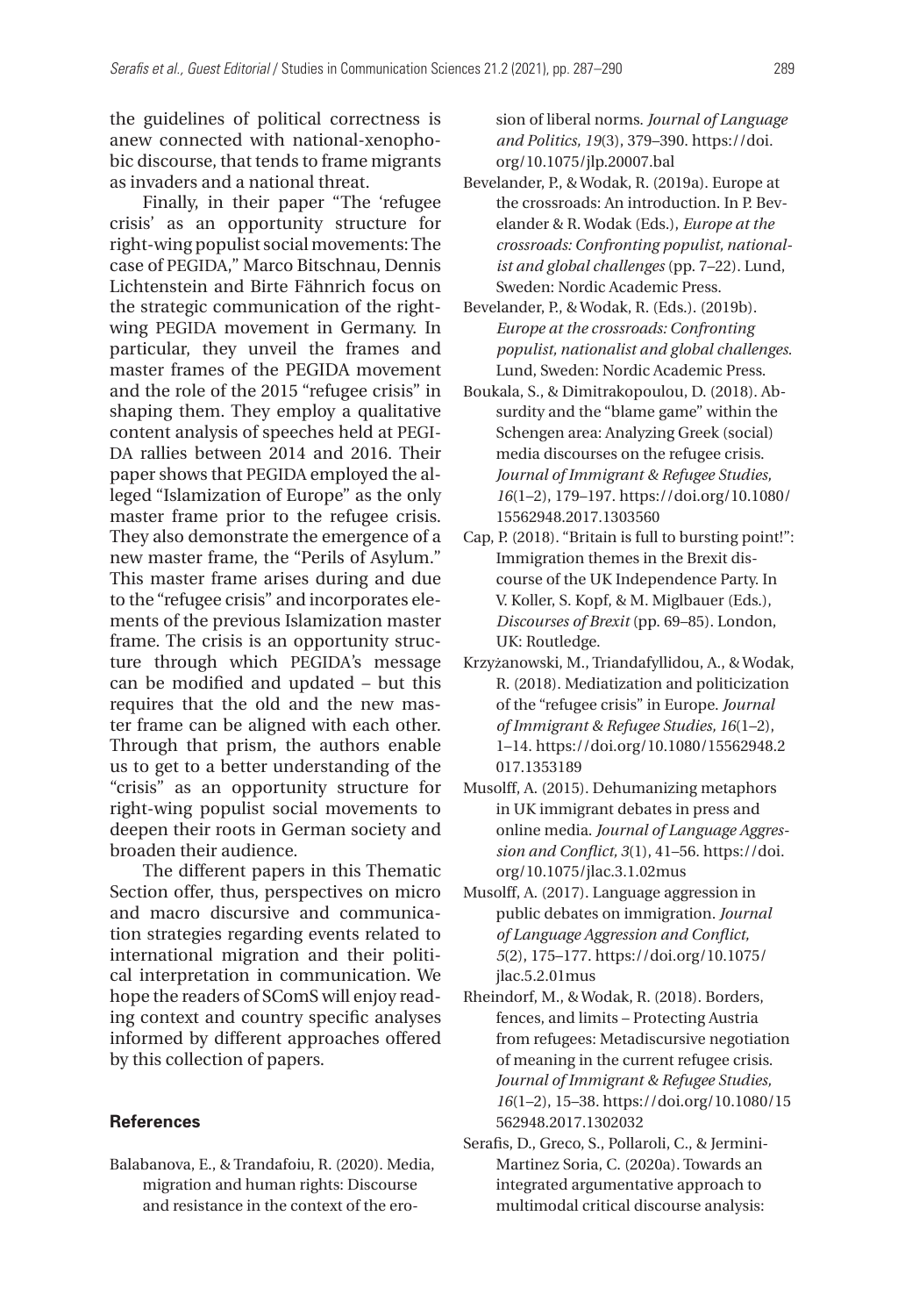the guidelines of political correctness is anew connected with national-xenophobic discourse, that tends to frame migrants as invaders and a national threat.

Finally, in their paper "The 'refugee crisis' as an opportunity structure for right-wing populist social movements: The case of PEGIDA," Marco Bitschnau, Dennis Lichtenstein and Birte Fähnrich focus on the strategic communication of the right-wing PEGIDA movement in Germany. In particular, they unveil the frames and master frames of the PEGIDA movement and the role of the 2015 "refugee crisis" in shaping them. They employ a qualitative content analysis of speeches held at PEGIDA rallies between 2014 and 2016. Their paper shows that PEGIDA employed the alleged "Islamization of Europe" as the only master frame prior to the refugee crisis. They also demonstrate the emergence of a new master frame, the "Perils of Asylum." This master frame arises during and due to the "refugee crisis" and incorporates elements of the previous Islamization master frame. The crisis is an opportunity structure through which PEGIDA's message can be modified and updated – but this requires that the old and the new master frame can be aligned with each other. Through that prism, the authors enable us to get to a better understanding of the "crisis" as an opportunity structure for right-wing populist social movements to deepen their roots in German society and broaden their audience.

The different papers in this Thematic Section offer, thus, perspectives on micro and macro discursive and communication strategies regarding events related to international migration and their political interpretation in communication. We hope the readers of SComS will enjoy reading context and country specific analyses informed by different approaches offered by this collection of papers.

## References

Balabanova, E., & Trandafoiu, R. (2020). Media, migration and human rights: Discourse and resistance in the context of the erosion of liberal norms. *Journal of Language and Politics, 19*(3), 379–390. https://doi.org/10.1075/jlp.20007.bal

Bevelander, P., & Wodak, R. (2019a). Europe at the crossroads: An introduction. In P. Bevelander & R. Wodak (Eds.), *Europe at the crossroads: Confronting populist, nationalist and global challenges* (pp. 7–22). Lund, Sweden: Nordic Academic Press.

Bevelander, P., & Wodak, R. (Eds.). (2019b). *Europe at the crossroads: Confronting populist, nationalist and global challenges.* Lund, Sweden: Nordic Academic Press.

Boukala, S., & Dimitrakopoulou, D. (2018). Absurdity and the "blame game" within the Schengen area: Analyzing Greek (social) media discourses on the refugee crisis. *Journal of Immigrant & Refugee Studies, 16*(1–2), 179–197. https://doi.org/10.1080/15562948.2017.1303560

Cap, P. (2018). "Britain is full to bursting point!": Immigration themes in the Brexit discourse of the UK Independence Party. In V. Koller, S. Kopf, & M. Miglbauer (Eds.), *Discourses of Brexit* (pp. 69–85). London, UK: Routledge.

Krzyżanowski, M., Triandafyllidou, A., & Wodak, R. (2018). Mediatization and politicization of the "refugee crisis" in Europe. *Journal of Immigrant & Refugee Studies, 16*(1–2), 1–14. https://doi.org/10.1080/15562948.2017.1353189

Musolff, A. (2015). Dehumanizing metaphors in UK immigrant debates in press and online media. *Journal of Language Aggression and Conflict, 3*(1), 41–56. https://doi.org/10.1075/jlac.3.1.02mus

Musolff, A. (2017). Language aggression in public debates on immigration. *Journal of Language Aggression and Conflict, 5*(2), 175–177. https://doi.org/10.1075/jlac.5.2.01mus

Rheindorf, M., & Wodak, R. (2018). Borders, fences, and limits – Protecting Austria from refugees: Metadiscursive negotiation of meaning in the current refugee crisis. *Journal of Immigrant & Refugee Studies, 16*(1–2), 15–38. https://doi.org/10.1080/15562948.2017.1302032

Serafis, D., Greco, S., Pollaroli, C., & Jermini-Martinez Soria, C. (2020a). Towards an integrated argumentative approach to multimodal critical discourse analysis: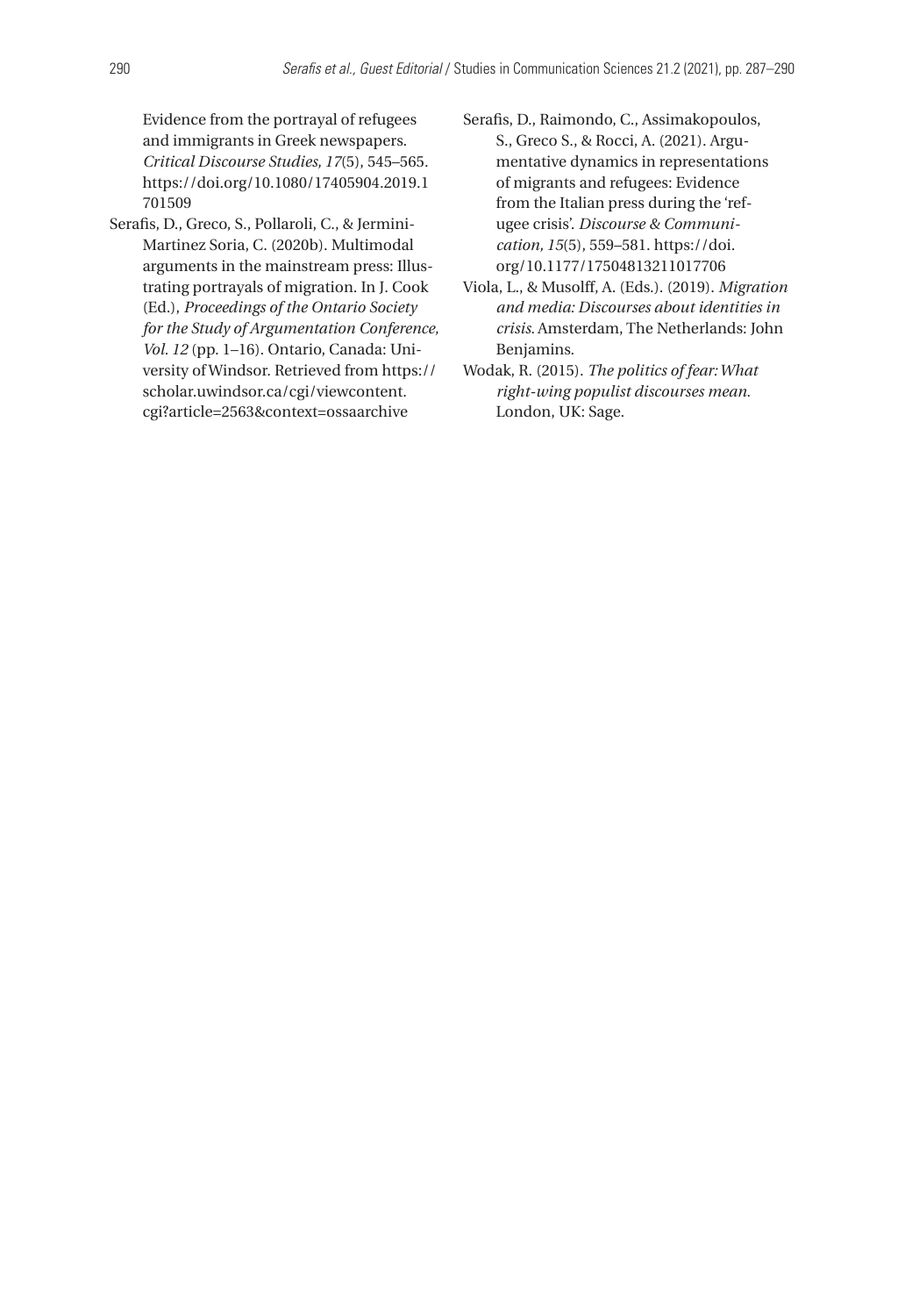Evidence from the portrayal of refugees and immigrants in Greek newspapers. *Critical Discourse Studies, 17*(5), 545–565. https://doi.org/10.1080/17405904.2019.1701509

Serafis, D., Greco, S., Pollaroli, C., & Jermini-Martinez Soria, C. (2020b). Multimodal arguments in the mainstream press: Illustrating portrayals of migration. In J. Cook (Ed.), *Proceedings of the Ontario Society for the Study of Argumentation Conference, Vol. 12* (pp. 1–16). Ontario, Canada: University of Windsor. Retrieved from https://scholar.uwindsor.ca/cgi/viewcontent.cgi?article=2563&context=ossaarchive

Serafis, D., Raimondo, C., Assimakopoulos, S., Greco S., & Rocci, A. (2021). Argumentative dynamics in representations of migrants and refugees: Evidence from the Italian press during the 'refugee crisis'. *Discourse & Communication, 15*(5), 559–581. https://doi.org/10.1177/17504813211017706

Viola, L., & Musolff, A. (Eds.). (2019). *Migration and media: Discourses about identities in crisis.* Amsterdam, The Netherlands: John Benjamins.

Wodak, R. (2015). *The politics of fear: What right-wing populist discourses mean.* London, UK: Sage.